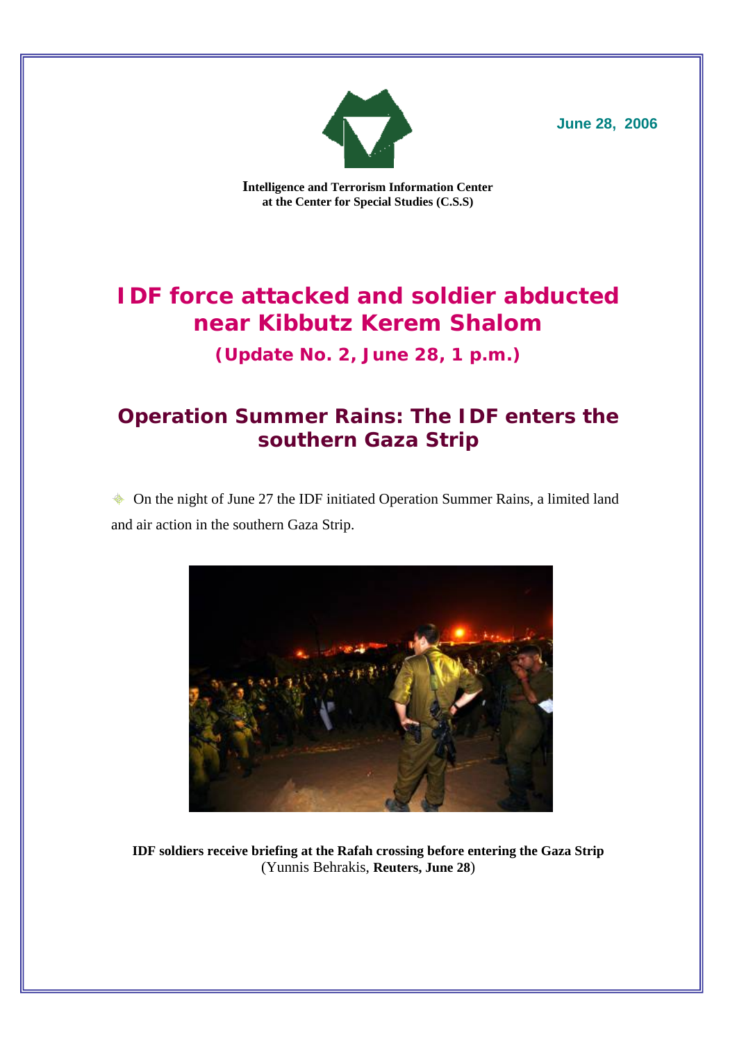June 28, 2006

**Intelligence and Terrorism Information Center at the Center for Special Studies (C.S.S)**

# IDF force attacked and soldier abducted near Kibbutz Kerem Shalom

### (Update No. 2, June 28, 1 p.m.)

## Operation Summer Rains: The IDF enters the southern Gaza Strip

- On the night of June 27 the IDF initiated Operation Summer Rains, a limited land and air action in the southern Gaza Strip.

**IDF soldiers receive briefing at the Rafah crossing before entering the Gaza Strip** (Yunnis Behrakis, **Reuters, June 28**)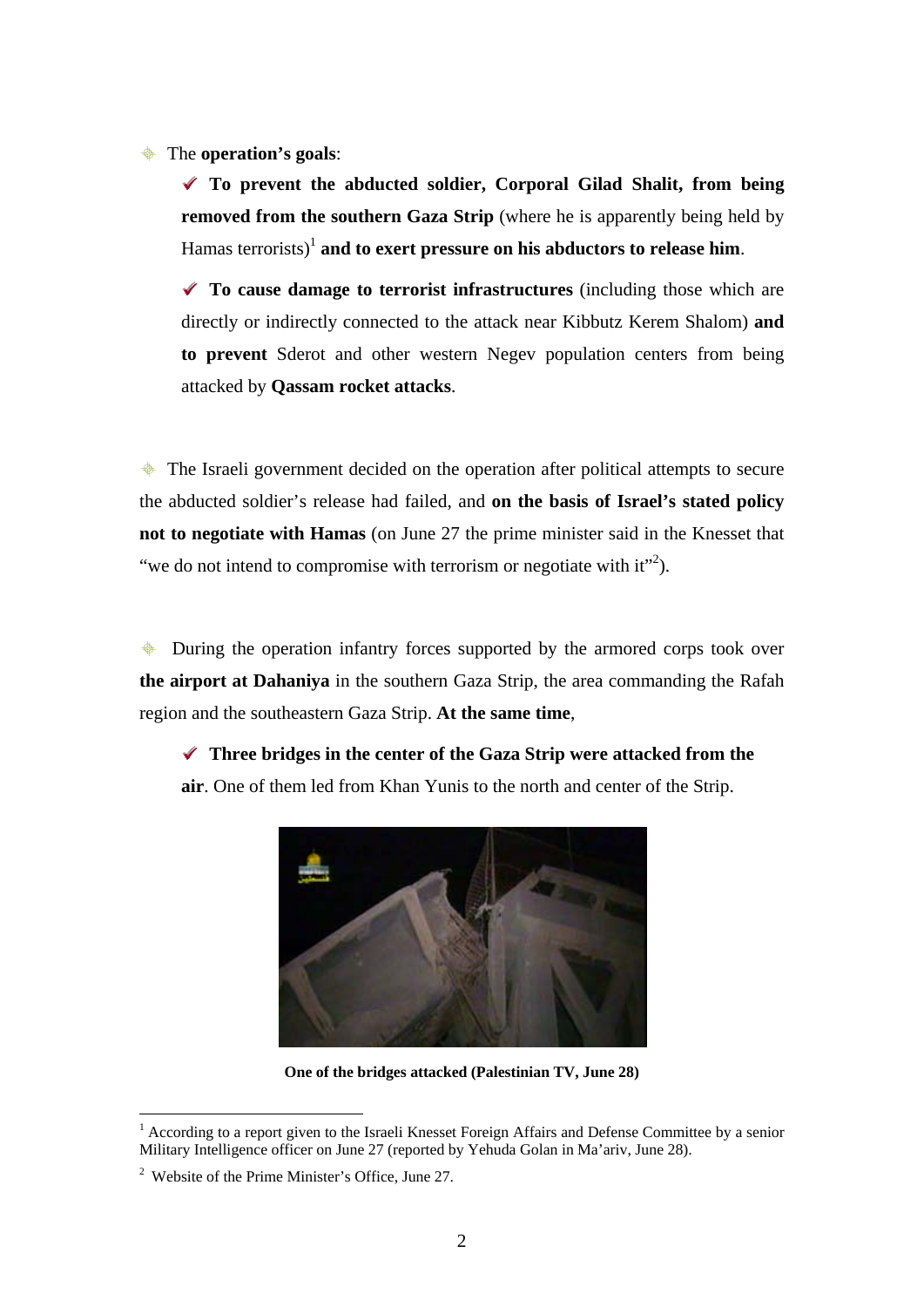- The **operation's goals**:
  - ✔ **To prevent the abducted soldier, Corporal Gilad Shalit, from being removed from the southern Gaza Strip** (where he is apparently being held by Hamas terrorists)[1] **and to exert pressure on his abductors to release him**.
  - ✔ **To cause damage to terrorist infrastructures** (including those which are directly or indirectly connected to the attack near Kibbutz Kerem Shalom) **and to prevent** Sderot and other western Negev population centers from being attacked by **Qassam rocket attacks**.

- The Israeli government decided on the operation after political attempts to secure the abducted soldier's release had failed, and **on the basis of Israel's stated policy not to negotiate with Hamas** (on June 27 the prime minister said in the Knesset that "we do not intend to compromise with terrorism or negotiate with it"[2]).

- During the operation infantry forces supported by the armored corps took over **the airport at Dahaniya** in the southern Gaza Strip, the area commanding the Rafah region and the southeastern Gaza Strip. **At the same time**,
  - ✔ **Three bridges in the center of the Gaza Strip were attacked from the air**. One of them led from Khan Yunis to the north and center of the Strip.

**One of the bridges attacked (Palestinian TV, June 28)**

---

[1] According to a report given to the Israeli Knesset Foreign Affairs and Defense Committee by a senior Military Intelligence officer on June 27 (reported by Yehuda Golan in Ma'ariv, June 28).

[2] Website of the Prime Minister's Office, June 27.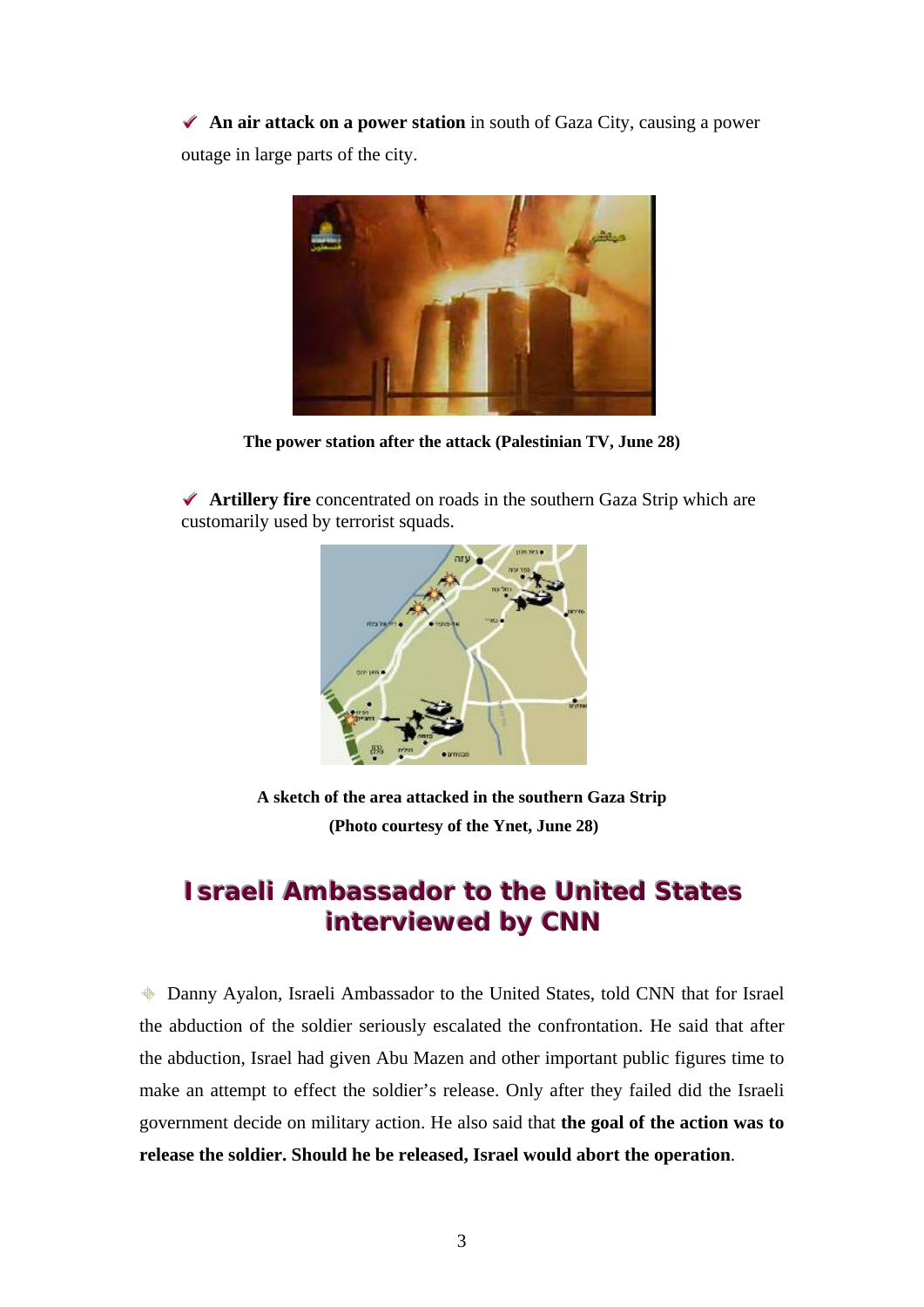- ✔ **An air attack on a power station** in south of Gaza City, causing a power outage in large parts of the city.

**The power station after the attack (Palestinian TV, June 28)**

- ✔ **Artillery fire** concentrated on roads in the southern Gaza Strip which are customarily used by terrorist squads.

**A sketch of the area attacked in the southern Gaza Strip**
**(Photo courtesy of the Ynet, June 28)**

## Israeli Ambassador to the United States interviewed by CNN

- Danny Ayalon, Israeli Ambassador to the United States, told CNN that for Israel the abduction of the soldier seriously escalated the confrontation. He said that after the abduction, Israel had given Abu Mazen and other important public figures time to make an attempt to effect the soldier's release. Only after they failed did the Israeli government decide on military action. He also said that **the goal of the action was to release the soldier. Should he be released, Israel would abort the operation**.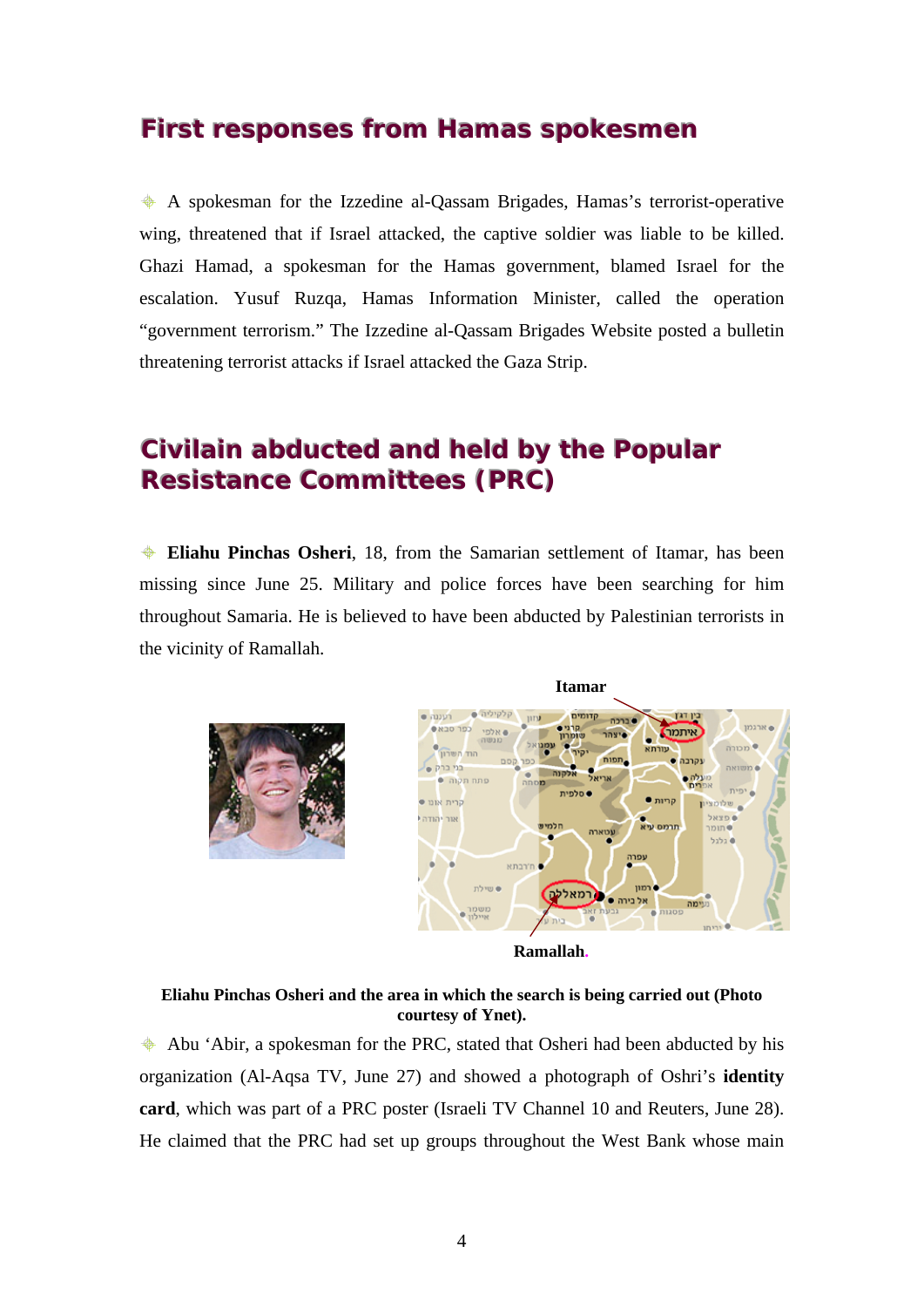## First responses from Hamas spokesmen

A spokesman for the Izzedine al-Qassam Brigades, Hamas's terrorist-operative wing, threatened that if Israel attacked, the captive soldier was liable to be killed. Ghazi Hamad, a spokesman for the Hamas government, blamed Israel for the escalation. Yusuf Ruzqa, Hamas Information Minister, called the operation "government terrorism." The Izzedine al-Qassam Brigades Website posted a bulletin threatening terrorist attacks if Israel attacked the Gaza Strip.

## Civilain abducted and held by the Popular Resistance Committees (PRC)

**Eliahu Pinchas Osheri**, 18, from the Samarian settlement of Itamar, has been missing since June 25. Military and police forces have been searching for him throughout Samaria. He is believed to have been abducted by Palestinian terrorists in the vicinity of Ramallah.

Itamar

Ramallah.

**Eliahu Pinchas Osheri and the area in which the search is being carried out (Photo courtesy of Ynet).**

Abu 'Abir, a spokesman for the PRC, stated that Osheri had been abducted by his organization (Al-Aqsa TV, June 27) and showed a photograph of Oshri's **identity card**, which was part of a PRC poster (Israeli TV Channel 10 and Reuters, June 28). He claimed that the PRC had set up groups throughout the West Bank whose main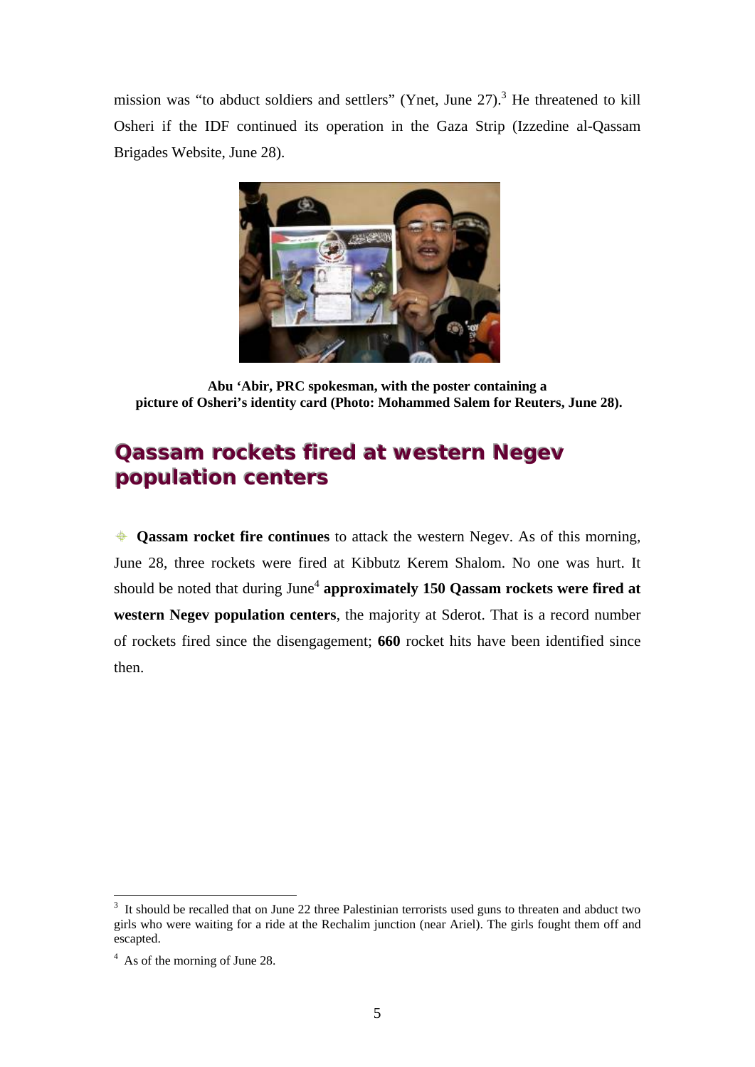mission was "to abduct soldiers and settlers" (Ynet, June 27).[3] He threatened to kill Osheri if the IDF continued its operation in the Gaza Strip (Izzedine al-Qassam Brigades Website, June 28).

**Abu 'Abir, PRC spokesman, with the poster containing a picture of Osheri's identity card (Photo: Mohammed Salem for Reuters, June 28).**

## Qassam rockets fired at western Negev population centers

- **Qassam rocket fire continues** to attack the western Negev. As of this morning, June 28, three rockets were fired at Kibbutz Kerem Shalom. No one was hurt. It should be noted that during June[4] **approximately 150 Qassam rockets were fired at western Negev population centers**, the majority at Sderot. That is a record number of rockets fired since the disengagement; **660** rocket hits have been identified since then.

---

[3] It should be recalled that on June 22 three Palestinian terrorists used guns to threaten and abduct two girls who were waiting for a ride at the Rechalim junction (near Ariel). The girls fought them off and escaped.

[4] As of the morning of June 28.